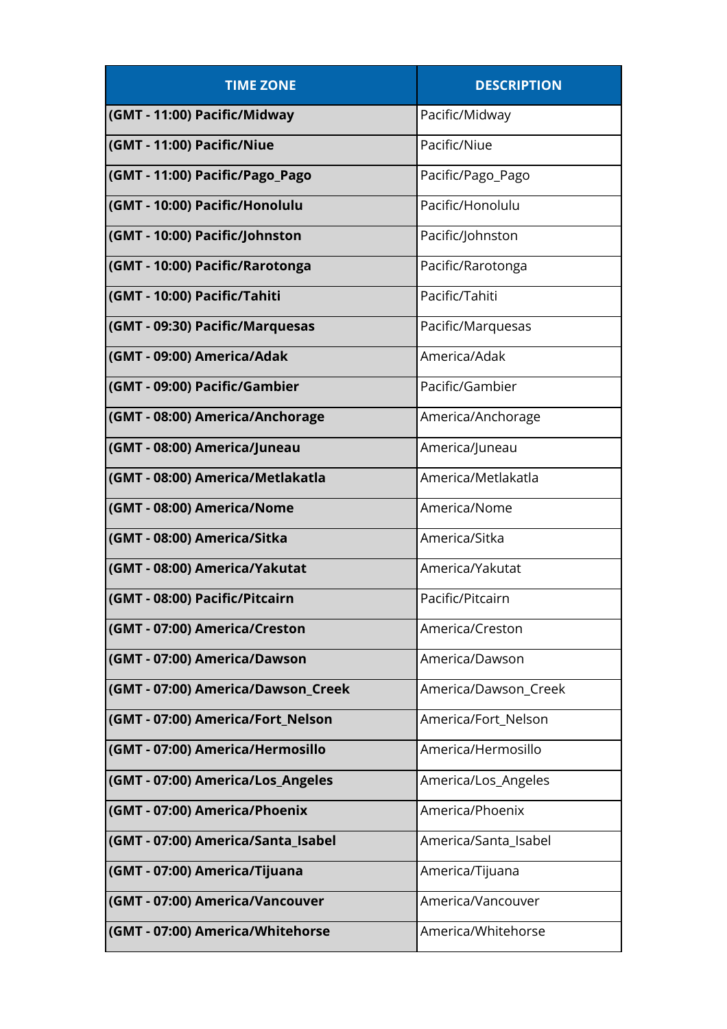| TIME ZONE | DESCRIPTION |
|---|---|
| **(GMT - 11:00) Pacific/Midway** | Pacific/Midway |
| **(GMT - 11:00) Pacific/Niue** | Pacific/Niue |
| **(GMT - 11:00) Pacific/Pago_Pago** | Pacific/Pago_Pago |
| **(GMT - 10:00) Pacific/Honolulu** | Pacific/Honolulu |
| **(GMT - 10:00) Pacific/Johnston** | Pacific/Johnston |
| **(GMT - 10:00) Pacific/Rarotonga** | Pacific/Rarotonga |
| **(GMT - 10:00) Pacific/Tahiti** | Pacific/Tahiti |
| **(GMT - 09:30) Pacific/Marquesas** | Pacific/Marquesas |
| **(GMT - 09:00) America/Adak** | America/Adak |
| **(GMT - 09:00) Pacific/Gambier** | Pacific/Gambier |
| **(GMT - 08:00) America/Anchorage** | America/Anchorage |
| **(GMT - 08:00) America/Juneau** | America/Juneau |
| **(GMT - 08:00) America/Metlakatla** | America/Metlakatla |
| **(GMT - 08:00) America/Nome** | America/Nome |
| **(GMT - 08:00) America/Sitka** | America/Sitka |
| **(GMT - 08:00) America/Yakutat** | America/Yakutat |
| **(GMT - 08:00) Pacific/Pitcairn** | Pacific/Pitcairn |
| **(GMT - 07:00) America/Creston** | America/Creston |
| **(GMT - 07:00) America/Dawson** | America/Dawson |
| **(GMT - 07:00) America/Dawson_Creek** | America/Dawson_Creek |
| **(GMT - 07:00) America/Fort_Nelson** | America/Fort_Nelson |
| **(GMT - 07:00) America/Hermosillo** | America/Hermosillo |
| **(GMT - 07:00) America/Los_Angeles** | America/Los_Angeles |
| **(GMT - 07:00) America/Phoenix** | America/Phoenix |
| **(GMT - 07:00) America/Santa_Isabel** | America/Santa_Isabel |
| **(GMT - 07:00) America/Tijuana** | America/Tijuana |
| **(GMT - 07:00) America/Vancouver** | America/Vancouver |
| **(GMT - 07:00) America/Whitehorse** | America/Whitehorse |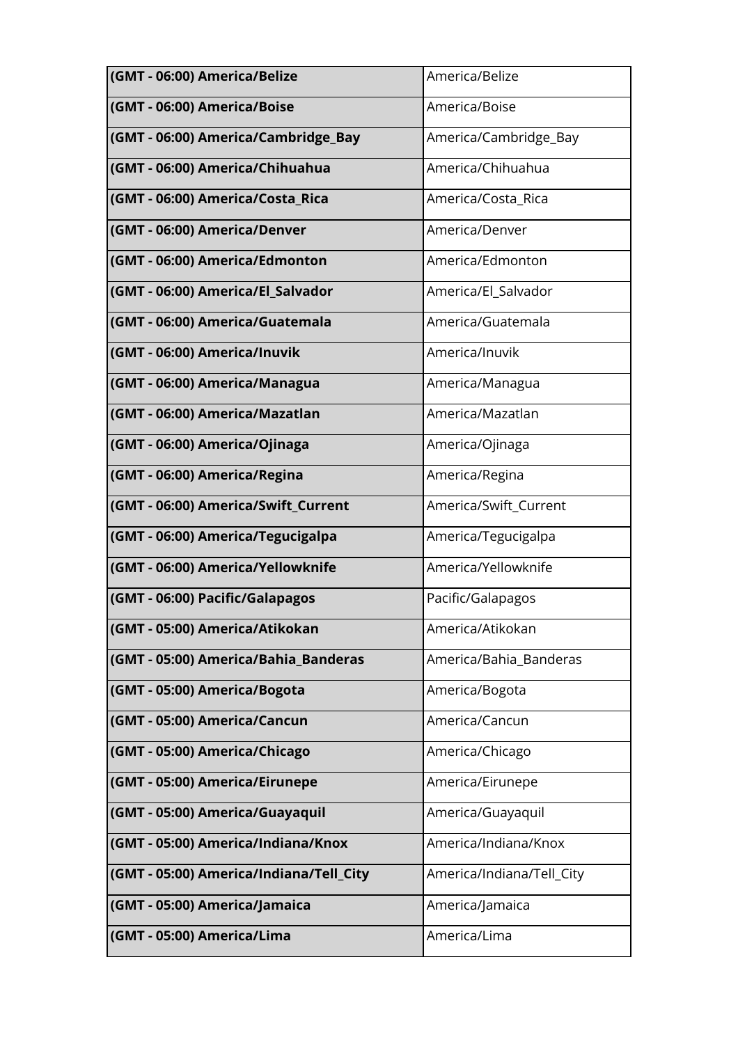| | |
|---|---|
| **(GMT - 06:00) America/Belize** | America/Belize |
| **(GMT - 06:00) America/Boise** | America/Boise |
| **(GMT - 06:00) America/Cambridge_Bay** | America/Cambridge_Bay |
| **(GMT - 06:00) America/Chihuahua** | America/Chihuahua |
| **(GMT - 06:00) America/Costa_Rica** | America/Costa_Rica |
| **(GMT - 06:00) America/Denver** | America/Denver |
| **(GMT - 06:00) America/Edmonton** | America/Edmonton |
| **(GMT - 06:00) America/El_Salvador** | America/El_Salvador |
| **(GMT - 06:00) America/Guatemala** | America/Guatemala |
| **(GMT - 06:00) America/Inuvik** | America/Inuvik |
| **(GMT - 06:00) America/Managua** | America/Managua |
| **(GMT - 06:00) America/Mazatlan** | America/Mazatlan |
| **(GMT - 06:00) America/Ojinaga** | America/Ojinaga |
| **(GMT - 06:00) America/Regina** | America/Regina |
| **(GMT - 06:00) America/Swift_Current** | America/Swift_Current |
| **(GMT - 06:00) America/Tegucigalpa** | America/Tegucigalpa |
| **(GMT - 06:00) America/Yellowknife** | America/Yellowknife |
| **(GMT - 06:00) Pacific/Galapagos** | Pacific/Galapagos |
| **(GMT - 05:00) America/Atikokan** | America/Atikokan |
| **(GMT - 05:00) America/Bahia_Banderas** | America/Bahia_Banderas |
| **(GMT - 05:00) America/Bogota** | America/Bogota |
| **(GMT - 05:00) America/Cancun** | America/Cancun |
| **(GMT - 05:00) America/Chicago** | America/Chicago |
| **(GMT - 05:00) America/Eirunepe** | America/Eirunepe |
| **(GMT - 05:00) America/Guayaquil** | America/Guayaquil |
| **(GMT - 05:00) America/Indiana/Knox** | America/Indiana/Knox |
| **(GMT - 05:00) America/Indiana/Tell_City** | America/Indiana/Tell_City |
| **(GMT - 05:00) America/Jamaica** | America/Jamaica |
| **(GMT - 05:00) America/Lima** | America/Lima |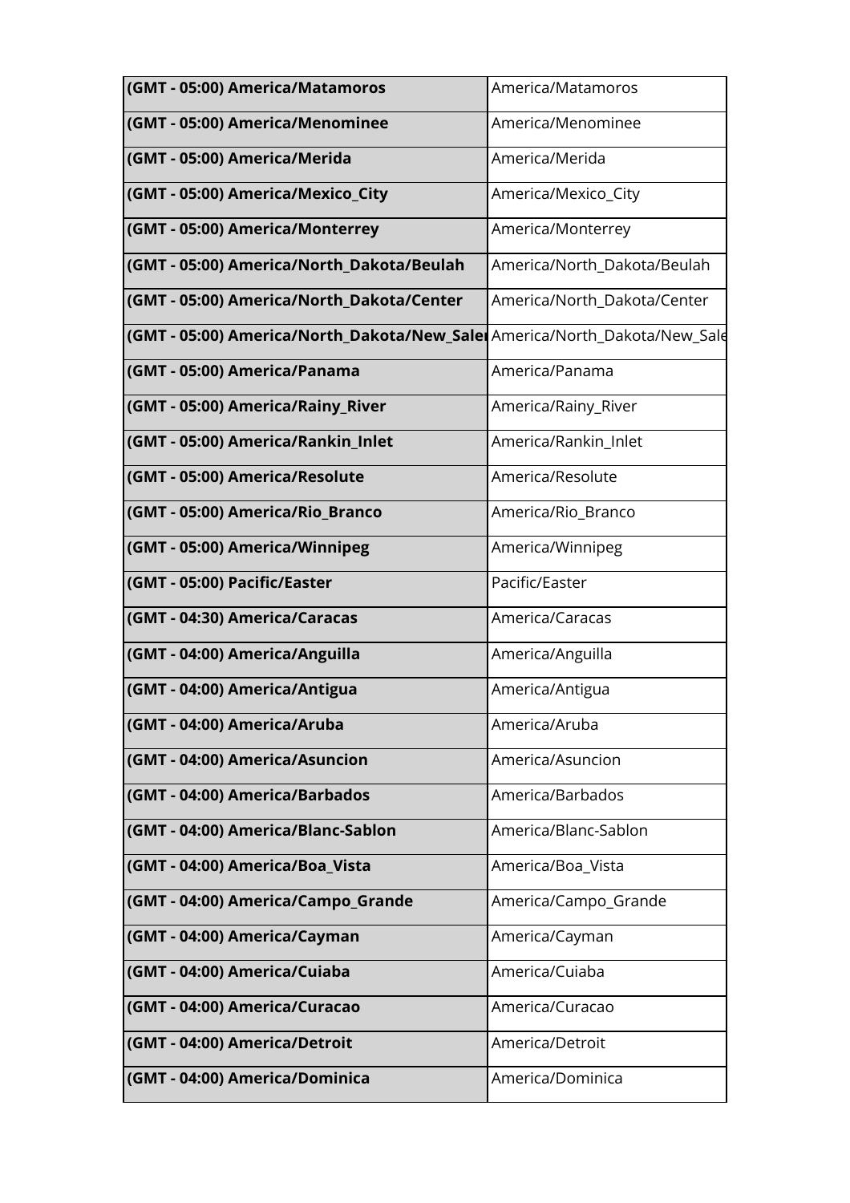| | |
|---|---|
| **(GMT - 05:00) America/Matamoros** | America/Matamoros |
| **(GMT - 05:00) America/Menominee** | America/Menominee |
| **(GMT - 05:00) America/Merida** | America/Merida |
| **(GMT - 05:00) America/Mexico_City** | America/Mexico_City |
| **(GMT - 05:00) America/Monterrey** | America/Monterrey |
| **(GMT - 05:00) America/North_Dakota/Beulah** | America/North_Dakota/Beulah |
| **(GMT - 05:00) America/North_Dakota/Center** | America/North_Dakota/Center |
| **(GMT - 05:00) America/North_Dakota/New_Saler** | America/North_Dakota/New_Sale |
| **(GMT - 05:00) America/Panama** | America/Panama |
| **(GMT - 05:00) America/Rainy_River** | America/Rainy_River |
| **(GMT - 05:00) America/Rankin_Inlet** | America/Rankin_Inlet |
| **(GMT - 05:00) America/Resolute** | America/Resolute |
| **(GMT - 05:00) America/Rio_Branco** | America/Rio_Branco |
| **(GMT - 05:00) America/Winnipeg** | America/Winnipeg |
| **(GMT - 05:00) Pacific/Easter** | Pacific/Easter |
| **(GMT - 04:30) America/Caracas** | America/Caracas |
| **(GMT - 04:00) America/Anguilla** | America/Anguilla |
| **(GMT - 04:00) America/Antigua** | America/Antigua |
| **(GMT - 04:00) America/Aruba** | America/Aruba |
| **(GMT - 04:00) America/Asuncion** | America/Asuncion |
| **(GMT - 04:00) America/Barbados** | America/Barbados |
| **(GMT - 04:00) America/Blanc-Sablon** | America/Blanc-Sablon |
| **(GMT - 04:00) America/Boa_Vista** | America/Boa_Vista |
| **(GMT - 04:00) America/Campo_Grande** | America/Campo_Grande |
| **(GMT - 04:00) America/Cayman** | America/Cayman |
| **(GMT - 04:00) America/Cuiaba** | America/Cuiaba |
| **(GMT - 04:00) America/Curacao** | America/Curacao |
| **(GMT - 04:00) America/Detroit** | America/Detroit |
| **(GMT - 04:00) America/Dominica** | America/Dominica |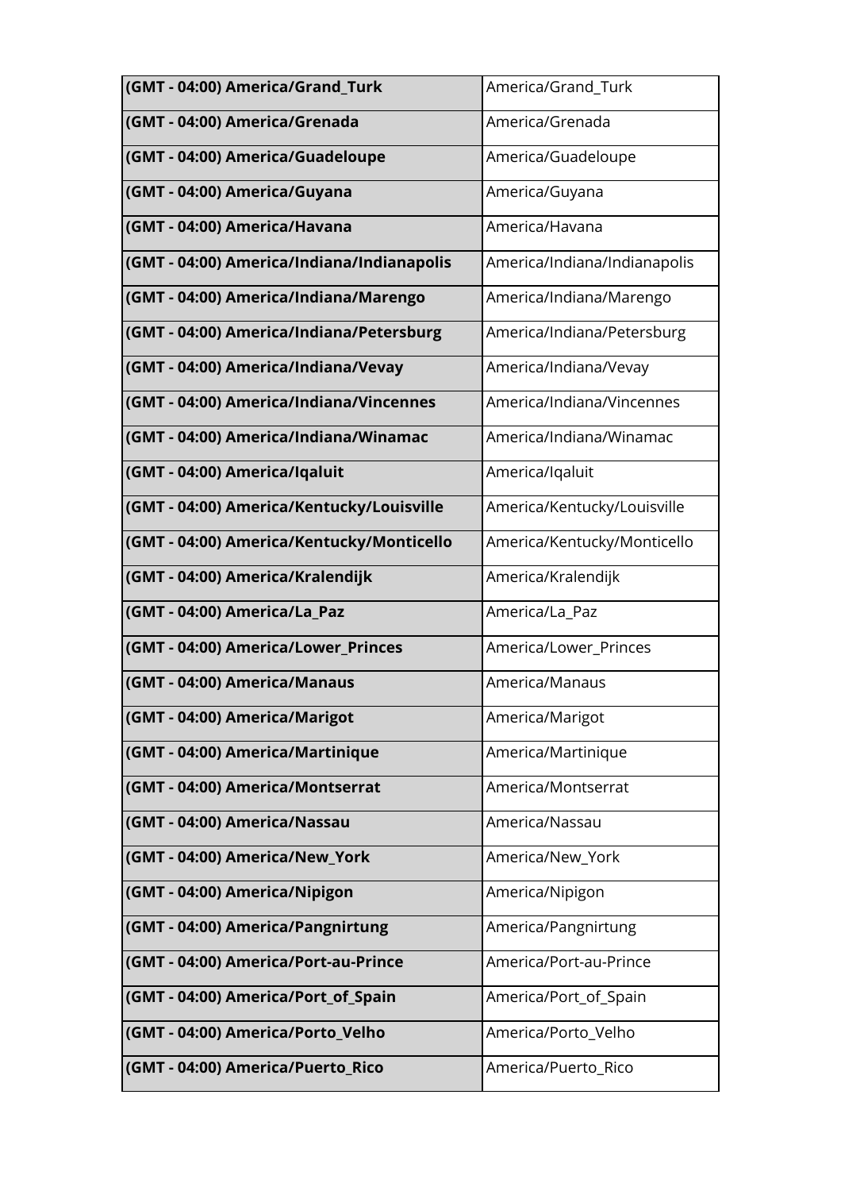| | |
|---|---|
| **(GMT - 04:00) America/Grand_Turk** | America/Grand_Turk |
| **(GMT - 04:00) America/Grenada** | America/Grenada |
| **(GMT - 04:00) America/Guadeloupe** | America/Guadeloupe |
| **(GMT - 04:00) America/Guyana** | America/Guyana |
| **(GMT - 04:00) America/Havana** | America/Havana |
| **(GMT - 04:00) America/Indiana/Indianapolis** | America/Indiana/Indianapolis |
| **(GMT - 04:00) America/Indiana/Marengo** | America/Indiana/Marengo |
| **(GMT - 04:00) America/Indiana/Petersburg** | America/Indiana/Petersburg |
| **(GMT - 04:00) America/Indiana/Vevay** | America/Indiana/Vevay |
| **(GMT - 04:00) America/Indiana/Vincennes** | America/Indiana/Vincennes |
| **(GMT - 04:00) America/Indiana/Winamac** | America/Indiana/Winamac |
| **(GMT - 04:00) America/Iqaluit** | America/Iqaluit |
| **(GMT - 04:00) America/Kentucky/Louisville** | America/Kentucky/Louisville |
| **(GMT - 04:00) America/Kentucky/Monticello** | America/Kentucky/Monticello |
| **(GMT - 04:00) America/Kralendijk** | America/Kralendijk |
| **(GMT - 04:00) America/La_Paz** | America/La_Paz |
| **(GMT - 04:00) America/Lower_Princes** | America/Lower_Princes |
| **(GMT - 04:00) America/Manaus** | America/Manaus |
| **(GMT - 04:00) America/Marigot** | America/Marigot |
| **(GMT - 04:00) America/Martinique** | America/Martinique |
| **(GMT - 04:00) America/Montserrat** | America/Montserrat |
| **(GMT - 04:00) America/Nassau** | America/Nassau |
| **(GMT - 04:00) America/New_York** | America/New_York |
| **(GMT - 04:00) America/Nipigon** | America/Nipigon |
| **(GMT - 04:00) America/Pangnirtung** | America/Pangnirtung |
| **(GMT - 04:00) America/Port-au-Prince** | America/Port-au-Prince |
| **(GMT - 04:00) America/Port_of_Spain** | America/Port_of_Spain |
| **(GMT - 04:00) America/Porto_Velho** | America/Porto_Velho |
| **(GMT - 04:00) America/Puerto_Rico** | America/Puerto_Rico |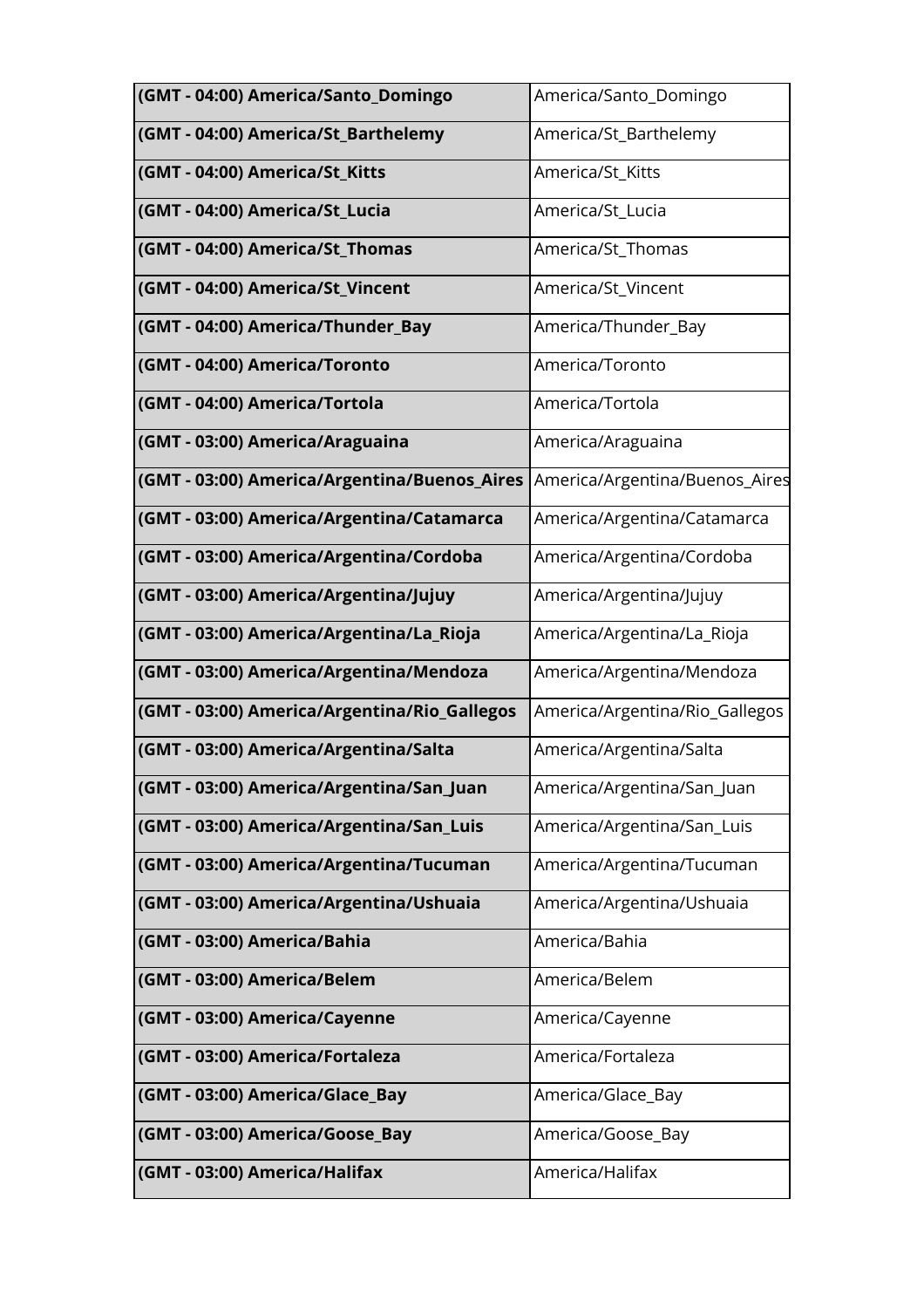| | |
|---|---|
| **(GMT - 04:00) America/Santo_Domingo** | America/Santo_Domingo |
| **(GMT - 04:00) America/St_Barthelemy** | America/St_Barthelemy |
| **(GMT - 04:00) America/St_Kitts** | America/St_Kitts |
| **(GMT - 04:00) America/St_Lucia** | America/St_Lucia |
| **(GMT - 04:00) America/St_Thomas** | America/St_Thomas |
| **(GMT - 04:00) America/St_Vincent** | America/St_Vincent |
| **(GMT - 04:00) America/Thunder_Bay** | America/Thunder_Bay |
| **(GMT - 04:00) America/Toronto** | America/Toronto |
| **(GMT - 04:00) America/Tortola** | America/Tortola |
| **(GMT - 03:00) America/Araguaina** | America/Araguaina |
| **(GMT - 03:00) America/Argentina/Buenos_Aires** | America/Argentina/Buenos_Aires |
| **(GMT - 03:00) America/Argentina/Catamarca** | America/Argentina/Catamarca |
| **(GMT - 03:00) America/Argentina/Cordoba** | America/Argentina/Cordoba |
| **(GMT - 03:00) America/Argentina/Jujuy** | America/Argentina/Jujuy |
| **(GMT - 03:00) America/Argentina/La_Rioja** | America/Argentina/La_Rioja |
| **(GMT - 03:00) America/Argentina/Mendoza** | America/Argentina/Mendoza |
| **(GMT - 03:00) America/Argentina/Rio_Gallegos** | America/Argentina/Rio_Gallegos |
| **(GMT - 03:00) America/Argentina/Salta** | America/Argentina/Salta |
| **(GMT - 03:00) America/Argentina/San_Juan** | America/Argentina/San_Juan |
| **(GMT - 03:00) America/Argentina/San_Luis** | America/Argentina/San_Luis |
| **(GMT - 03:00) America/Argentina/Tucuman** | America/Argentina/Tucuman |
| **(GMT - 03:00) America/Argentina/Ushuaia** | America/Argentina/Ushuaia |
| **(GMT - 03:00) America/Bahia** | America/Bahia |
| **(GMT - 03:00) America/Belem** | America/Belem |
| **(GMT - 03:00) America/Cayenne** | America/Cayenne |
| **(GMT - 03:00) America/Fortaleza** | America/Fortaleza |
| **(GMT - 03:00) America/Glace_Bay** | America/Glace_Bay |
| **(GMT - 03:00) America/Goose_Bay** | America/Goose_Bay |
| **(GMT - 03:00) America/Halifax** | America/Halifax |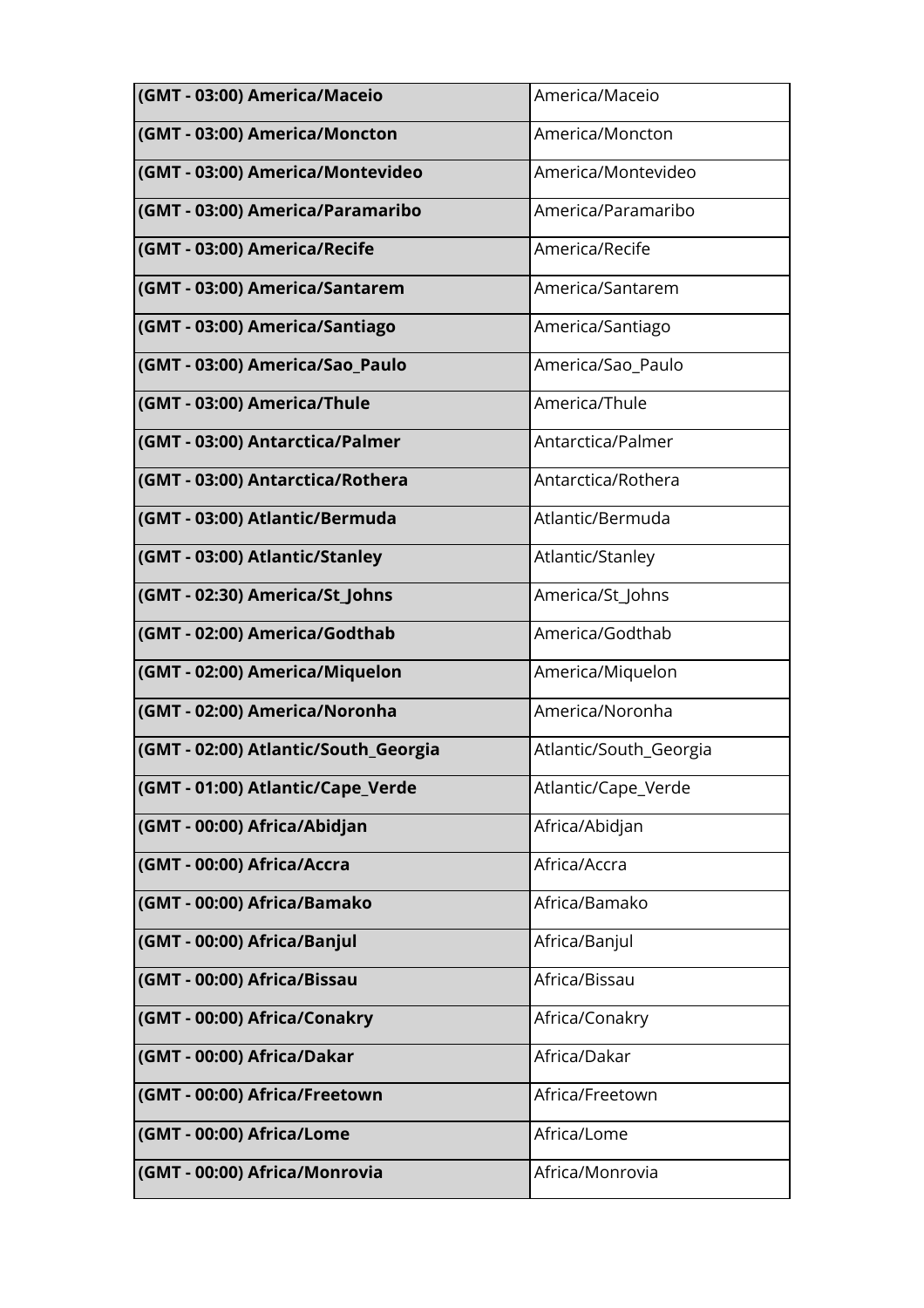| | |
|---|---|
| **(GMT - 03:00) America/Maceio** | America/Maceio |
| **(GMT - 03:00) America/Moncton** | America/Moncton |
| **(GMT - 03:00) America/Montevideo** | America/Montevideo |
| **(GMT - 03:00) America/Paramaribo** | America/Paramaribo |
| **(GMT - 03:00) America/Recife** | America/Recife |
| **(GMT - 03:00) America/Santarem** | America/Santarem |
| **(GMT - 03:00) America/Santiago** | America/Santiago |
| **(GMT - 03:00) America/Sao_Paulo** | America/Sao_Paulo |
| **(GMT - 03:00) America/Thule** | America/Thule |
| **(GMT - 03:00) Antarctica/Palmer** | Antarctica/Palmer |
| **(GMT - 03:00) Antarctica/Rothera** | Antarctica/Rothera |
| **(GMT - 03:00) Atlantic/Bermuda** | Atlantic/Bermuda |
| **(GMT - 03:00) Atlantic/Stanley** | Atlantic/Stanley |
| **(GMT - 02:30) America/St_Johns** | America/St_Johns |
| **(GMT - 02:00) America/Godthab** | America/Godthab |
| **(GMT - 02:00) America/Miquelon** | America/Miquelon |
| **(GMT - 02:00) America/Noronha** | America/Noronha |
| **(GMT - 02:00) Atlantic/South_Georgia** | Atlantic/South_Georgia |
| **(GMT - 01:00) Atlantic/Cape_Verde** | Atlantic/Cape_Verde |
| **(GMT - 00:00) Africa/Abidjan** | Africa/Abidjan |
| **(GMT - 00:00) Africa/Accra** | Africa/Accra |
| **(GMT - 00:00) Africa/Bamako** | Africa/Bamako |
| **(GMT - 00:00) Africa/Banjul** | Africa/Banjul |
| **(GMT - 00:00) Africa/Bissau** | Africa/Bissau |
| **(GMT - 00:00) Africa/Conakry** | Africa/Conakry |
| **(GMT - 00:00) Africa/Dakar** | Africa/Dakar |
| **(GMT - 00:00) Africa/Freetown** | Africa/Freetown |
| **(GMT - 00:00) Africa/Lome** | Africa/Lome |
| **(GMT - 00:00) Africa/Monrovia** | Africa/Monrovia |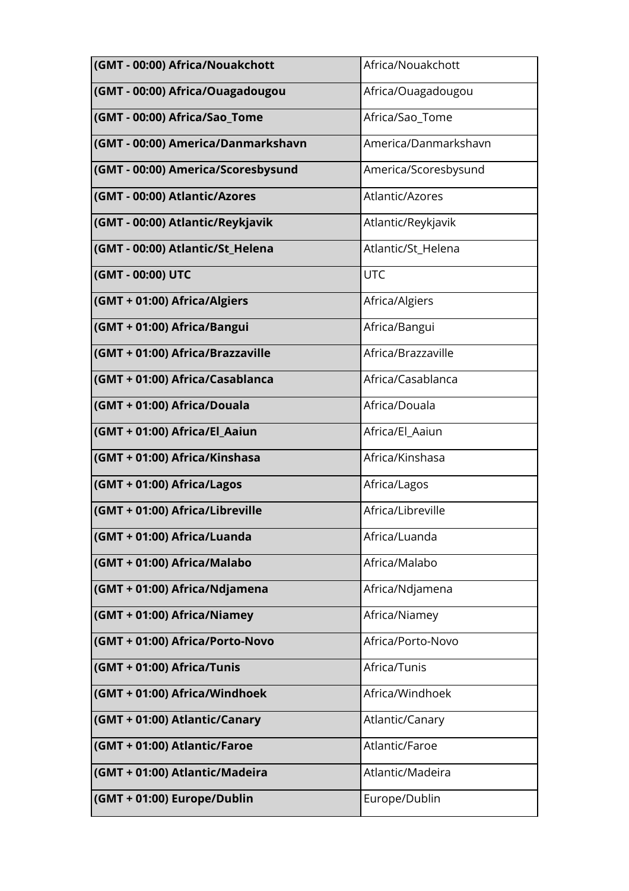| | |
|---|---|
| **(GMT - 00:00) Africa/Nouakchott** | Africa/Nouakchott |
| **(GMT - 00:00) Africa/Ouagadougou** | Africa/Ouagadougou |
| **(GMT - 00:00) Africa/Sao_Tome** | Africa/Sao_Tome |
| **(GMT - 00:00) America/Danmarkshavn** | America/Danmarkshavn |
| **(GMT - 00:00) America/Scoresbysund** | America/Scoresbysund |
| **(GMT - 00:00) Atlantic/Azores** | Atlantic/Azores |
| **(GMT - 00:00) Atlantic/Reykjavik** | Atlantic/Reykjavik |
| **(GMT - 00:00) Atlantic/St_Helena** | Atlantic/St_Helena |
| **(GMT - 00:00) UTC** | UTC |
| **(GMT + 01:00) Africa/Algiers** | Africa/Algiers |
| **(GMT + 01:00) Africa/Bangui** | Africa/Bangui |
| **(GMT + 01:00) Africa/Brazzaville** | Africa/Brazzaville |
| **(GMT + 01:00) Africa/Casablanca** | Africa/Casablanca |
| **(GMT + 01:00) Africa/Douala** | Africa/Douala |
| **(GMT + 01:00) Africa/El_Aaiun** | Africa/El_Aaiun |
| **(GMT + 01:00) Africa/Kinshasa** | Africa/Kinshasa |
| **(GMT + 01:00) Africa/Lagos** | Africa/Lagos |
| **(GMT + 01:00) Africa/Libreville** | Africa/Libreville |
| **(GMT + 01:00) Africa/Luanda** | Africa/Luanda |
| **(GMT + 01:00) Africa/Malabo** | Africa/Malabo |
| **(GMT + 01:00) Africa/Ndjamena** | Africa/Ndjamena |
| **(GMT + 01:00) Africa/Niamey** | Africa/Niamey |
| **(GMT + 01:00) Africa/Porto-Novo** | Africa/Porto-Novo |
| **(GMT + 01:00) Africa/Tunis** | Africa/Tunis |
| **(GMT + 01:00) Africa/Windhoek** | Africa/Windhoek |
| **(GMT + 01:00) Atlantic/Canary** | Atlantic/Canary |
| **(GMT + 01:00) Atlantic/Faroe** | Atlantic/Faroe |
| **(GMT + 01:00) Atlantic/Madeira** | Atlantic/Madeira |
| **(GMT + 01:00) Europe/Dublin** | Europe/Dublin |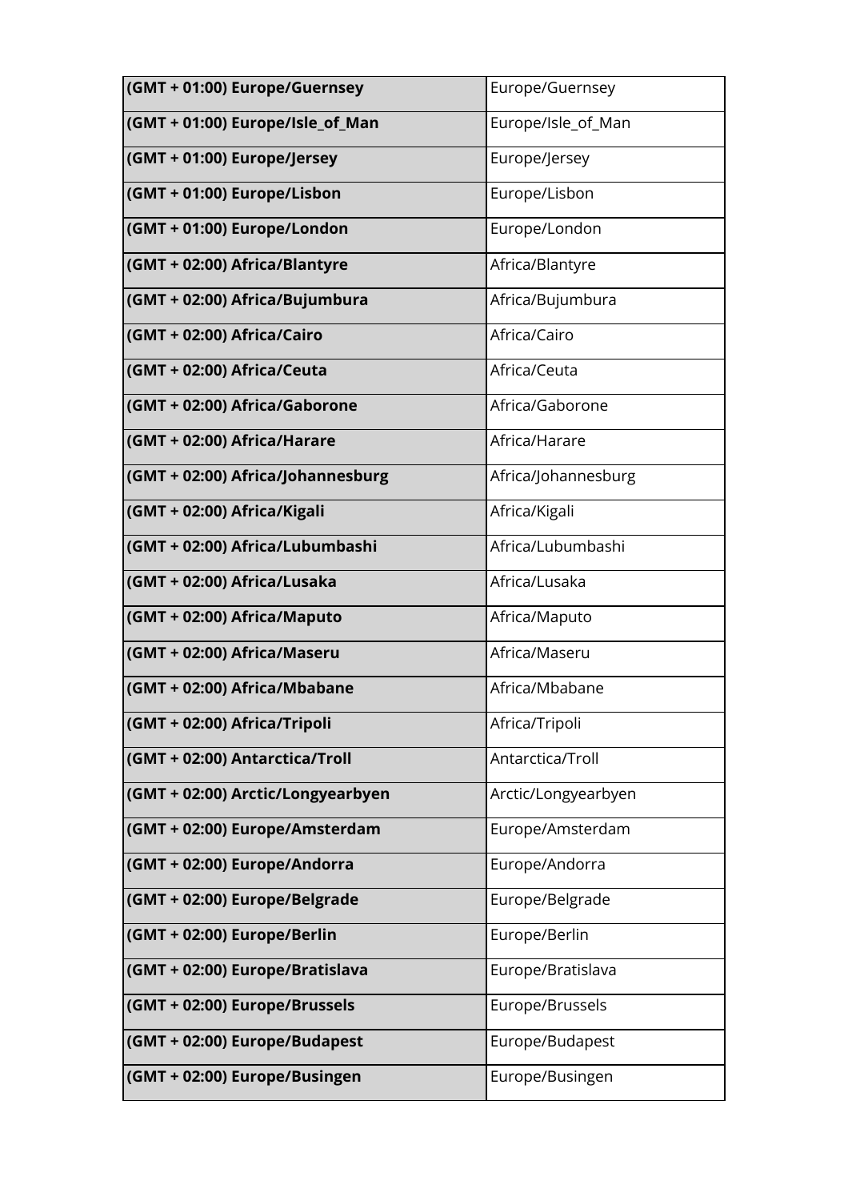| | |
|---|---|
| **(GMT + 01:00) Europe/Guernsey** | Europe/Guernsey |
| **(GMT + 01:00) Europe/Isle_of_Man** | Europe/Isle_of_Man |
| **(GMT + 01:00) Europe/Jersey** | Europe/Jersey |
| **(GMT + 01:00) Europe/Lisbon** | Europe/Lisbon |
| **(GMT + 01:00) Europe/London** | Europe/London |
| **(GMT + 02:00) Africa/Blantyre** | Africa/Blantyre |
| **(GMT + 02:00) Africa/Bujumbura** | Africa/Bujumbura |
| **(GMT + 02:00) Africa/Cairo** | Africa/Cairo |
| **(GMT + 02:00) Africa/Ceuta** | Africa/Ceuta |
| **(GMT + 02:00) Africa/Gaborone** | Africa/Gaborone |
| **(GMT + 02:00) Africa/Harare** | Africa/Harare |
| **(GMT + 02:00) Africa/Johannesburg** | Africa/Johannesburg |
| **(GMT + 02:00) Africa/Kigali** | Africa/Kigali |
| **(GMT + 02:00) Africa/Lubumbashi** | Africa/Lubumbashi |
| **(GMT + 02:00) Africa/Lusaka** | Africa/Lusaka |
| **(GMT + 02:00) Africa/Maputo** | Africa/Maputo |
| **(GMT + 02:00) Africa/Maseru** | Africa/Maseru |
| **(GMT + 02:00) Africa/Mbabane** | Africa/Mbabane |
| **(GMT + 02:00) Africa/Tripoli** | Africa/Tripoli |
| **(GMT + 02:00) Antarctica/Troll** | Antarctica/Troll |
| **(GMT + 02:00) Arctic/Longyearbyen** | Arctic/Longyearbyen |
| **(GMT + 02:00) Europe/Amsterdam** | Europe/Amsterdam |
| **(GMT + 02:00) Europe/Andorra** | Europe/Andorra |
| **(GMT + 02:00) Europe/Belgrade** | Europe/Belgrade |
| **(GMT + 02:00) Europe/Berlin** | Europe/Berlin |
| **(GMT + 02:00) Europe/Bratislava** | Europe/Bratislava |
| **(GMT + 02:00) Europe/Brussels** | Europe/Brussels |
| **(GMT + 02:00) Europe/Budapest** | Europe/Budapest |
| **(GMT + 02:00) Europe/Busingen** | Europe/Busingen |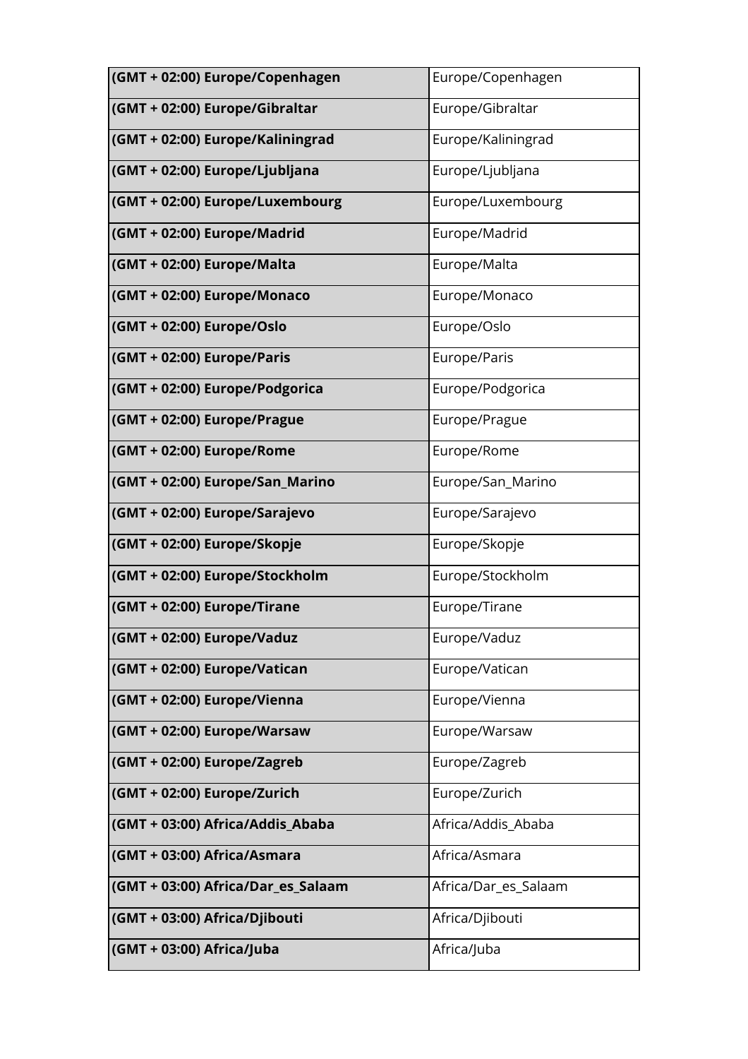| | |
|---|---|
| **(GMT + 02:00) Europe/Copenhagen** | Europe/Copenhagen |
| **(GMT + 02:00) Europe/Gibraltar** | Europe/Gibraltar |
| **(GMT + 02:00) Europe/Kaliningrad** | Europe/Kaliningrad |
| **(GMT + 02:00) Europe/Ljubljana** | Europe/Ljubljana |
| **(GMT + 02:00) Europe/Luxembourg** | Europe/Luxembourg |
| **(GMT + 02:00) Europe/Madrid** | Europe/Madrid |
| **(GMT + 02:00) Europe/Malta** | Europe/Malta |
| **(GMT + 02:00) Europe/Monaco** | Europe/Monaco |
| **(GMT + 02:00) Europe/Oslo** | Europe/Oslo |
| **(GMT + 02:00) Europe/Paris** | Europe/Paris |
| **(GMT + 02:00) Europe/Podgorica** | Europe/Podgorica |
| **(GMT + 02:00) Europe/Prague** | Europe/Prague |
| **(GMT + 02:00) Europe/Rome** | Europe/Rome |
| **(GMT + 02:00) Europe/San_Marino** | Europe/San_Marino |
| **(GMT + 02:00) Europe/Sarajevo** | Europe/Sarajevo |
| **(GMT + 02:00) Europe/Skopje** | Europe/Skopje |
| **(GMT + 02:00) Europe/Stockholm** | Europe/Stockholm |
| **(GMT + 02:00) Europe/Tirane** | Europe/Tirane |
| **(GMT + 02:00) Europe/Vaduz** | Europe/Vaduz |
| **(GMT + 02:00) Europe/Vatican** | Europe/Vatican |
| **(GMT + 02:00) Europe/Vienna** | Europe/Vienna |
| **(GMT + 02:00) Europe/Warsaw** | Europe/Warsaw |
| **(GMT + 02:00) Europe/Zagreb** | Europe/Zagreb |
| **(GMT + 02:00) Europe/Zurich** | Europe/Zurich |
| **(GMT + 03:00) Africa/Addis_Ababa** | Africa/Addis_Ababa |
| **(GMT + 03:00) Africa/Asmara** | Africa/Asmara |
| **(GMT + 03:00) Africa/Dar_es_Salaam** | Africa/Dar_es_Salaam |
| **(GMT + 03:00) Africa/Djibouti** | Africa/Djibouti |
| **(GMT + 03:00) Africa/Juba** | Africa/Juba |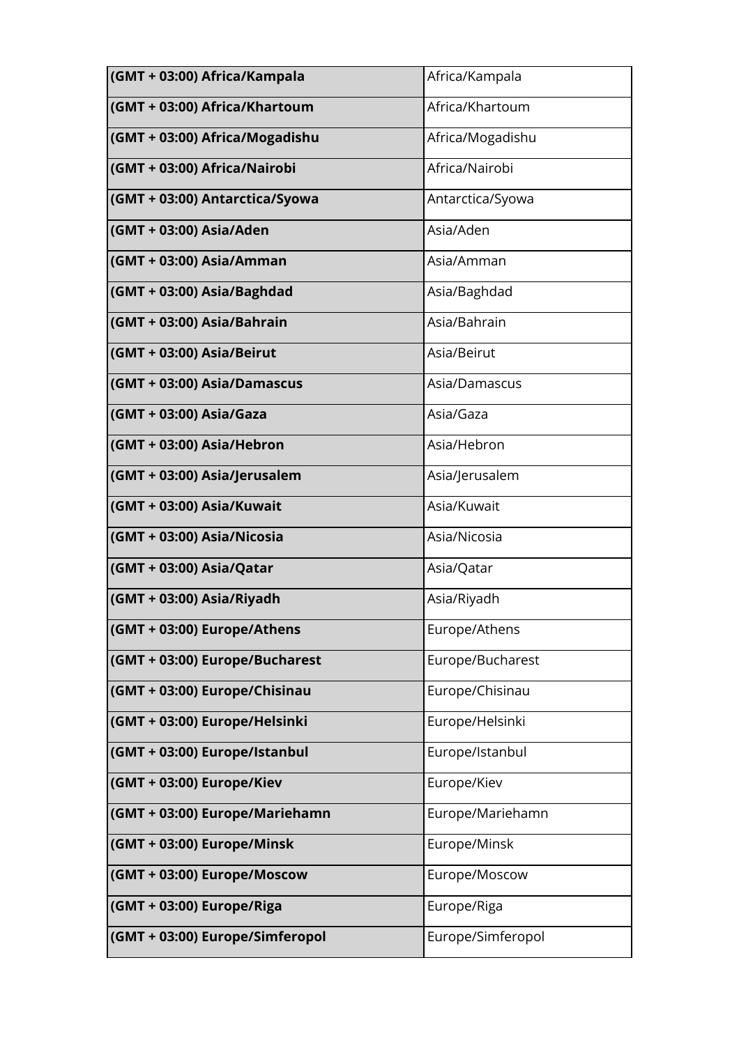| (GMT + 03:00) Africa/Kampala | Africa/Kampala |
|---|---|
| (GMT + 03:00) Africa/Khartoum | Africa/Khartoum |
| (GMT + 03:00) Africa/Mogadishu | Africa/Mogadishu |
| (GMT + 03:00) Africa/Nairobi | Africa/Nairobi |
| (GMT + 03:00) Antarctica/Syowa | Antarctica/Syowa |
| (GMT + 03:00) Asia/Aden | Asia/Aden |
| (GMT + 03:00) Asia/Amman | Asia/Amman |
| (GMT + 03:00) Asia/Baghdad | Asia/Baghdad |
| (GMT + 03:00) Asia/Bahrain | Asia/Bahrain |
| (GMT + 03:00) Asia/Beirut | Asia/Beirut |
| (GMT + 03:00) Asia/Damascus | Asia/Damascus |
| (GMT + 03:00) Asia/Gaza | Asia/Gaza |
| (GMT + 03:00) Asia/Hebron | Asia/Hebron |
| (GMT + 03:00) Asia/Jerusalem | Asia/Jerusalem |
| (GMT + 03:00) Asia/Kuwait | Asia/Kuwait |
| (GMT + 03:00) Asia/Nicosia | Asia/Nicosia |
| (GMT + 03:00) Asia/Qatar | Asia/Qatar |
| (GMT + 03:00) Asia/Riyadh | Asia/Riyadh |
| (GMT + 03:00) Europe/Athens | Europe/Athens |
| (GMT + 03:00) Europe/Bucharest | Europe/Bucharest |
| (GMT + 03:00) Europe/Chisinau | Europe/Chisinau |
| (GMT + 03:00) Europe/Helsinki | Europe/Helsinki |
| (GMT + 03:00) Europe/Istanbul | Europe/Istanbul |
| (GMT + 03:00) Europe/Kiev | Europe/Kiev |
| (GMT + 03:00) Europe/Mariehamn | Europe/Mariehamn |
| (GMT + 03:00) Europe/Minsk | Europe/Minsk |
| (GMT + 03:00) Europe/Moscow | Europe/Moscow |
| (GMT + 03:00) Europe/Riga | Europe/Riga |
| (GMT + 03:00) Europe/Simferopol | Europe/Simferopol |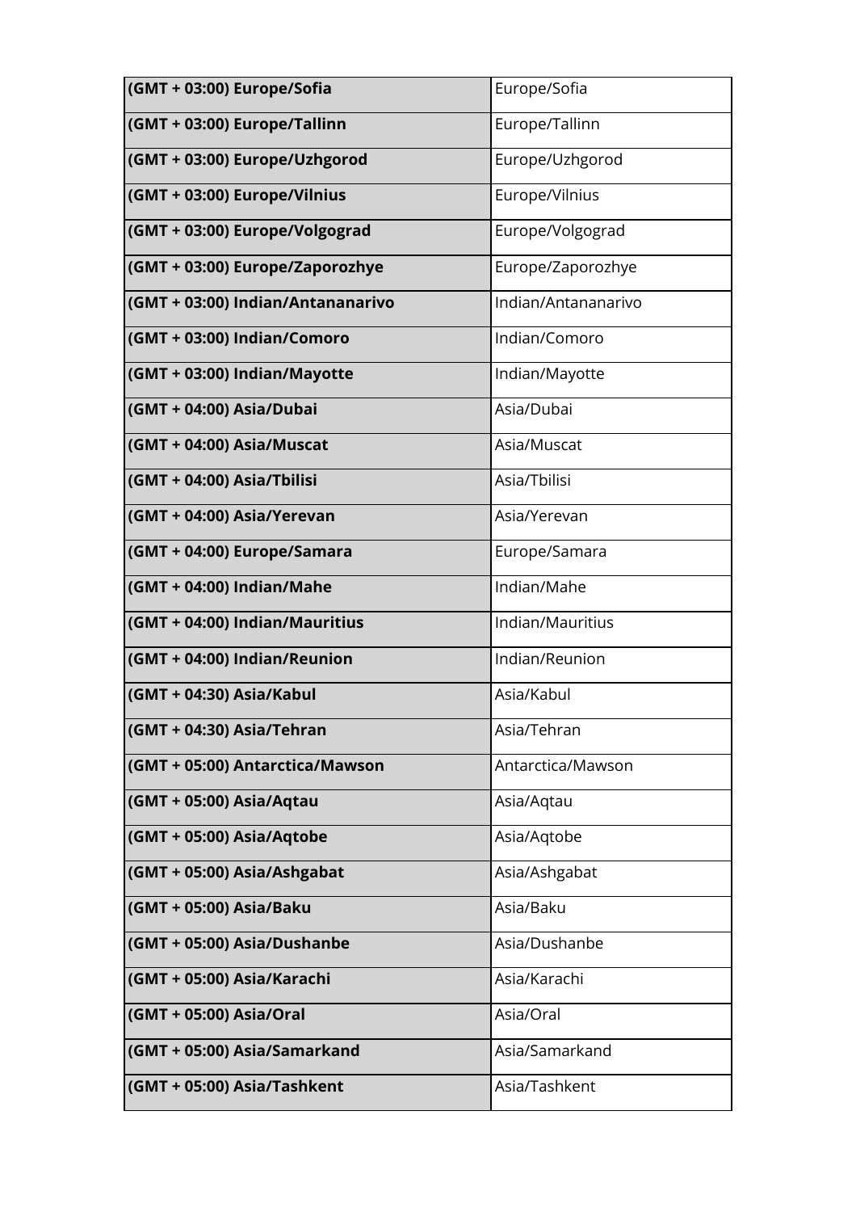| **(GMT + 03:00) Europe/Sofia** | Europe/Sofia |
| --- | --- |
| **(GMT + 03:00) Europe/Tallinn** | Europe/Tallinn |
| **(GMT + 03:00) Europe/Uzhgorod** | Europe/Uzhgorod |
| **(GMT + 03:00) Europe/Vilnius** | Europe/Vilnius |
| **(GMT + 03:00) Europe/Volgograd** | Europe/Volgograd |
| **(GMT + 03:00) Europe/Zaporozhye** | Europe/Zaporozhye |
| **(GMT + 03:00) Indian/Antananarivo** | Indian/Antananarivo |
| **(GMT + 03:00) Indian/Comoro** | Indian/Comoro |
| **(GMT + 03:00) Indian/Mayotte** | Indian/Mayotte |
| **(GMT + 04:00) Asia/Dubai** | Asia/Dubai |
| **(GMT + 04:00) Asia/Muscat** | Asia/Muscat |
| **(GMT + 04:00) Asia/Tbilisi** | Asia/Tbilisi |
| **(GMT + 04:00) Asia/Yerevan** | Asia/Yerevan |
| **(GMT + 04:00) Europe/Samara** | Europe/Samara |
| **(GMT + 04:00) Indian/Mahe** | Indian/Mahe |
| **(GMT + 04:00) Indian/Mauritius** | Indian/Mauritius |
| **(GMT + 04:00) Indian/Reunion** | Indian/Reunion |
| **(GMT + 04:30) Asia/Kabul** | Asia/Kabul |
| **(GMT + 04:30) Asia/Tehran** | Asia/Tehran |
| **(GMT + 05:00) Antarctica/Mawson** | Antarctica/Mawson |
| **(GMT + 05:00) Asia/Aqtau** | Asia/Aqtau |
| **(GMT + 05:00) Asia/Aqtobe** | Asia/Aqtobe |
| **(GMT + 05:00) Asia/Ashgabat** | Asia/Ashgabat |
| **(GMT + 05:00) Asia/Baku** | Asia/Baku |
| **(GMT + 05:00) Asia/Dushanbe** | Asia/Dushanbe |
| **(GMT + 05:00) Asia/Karachi** | Asia/Karachi |
| **(GMT + 05:00) Asia/Oral** | Asia/Oral |
| **(GMT + 05:00) Asia/Samarkand** | Asia/Samarkand |
| **(GMT + 05:00) Asia/Tashkent** | Asia/Tashkent |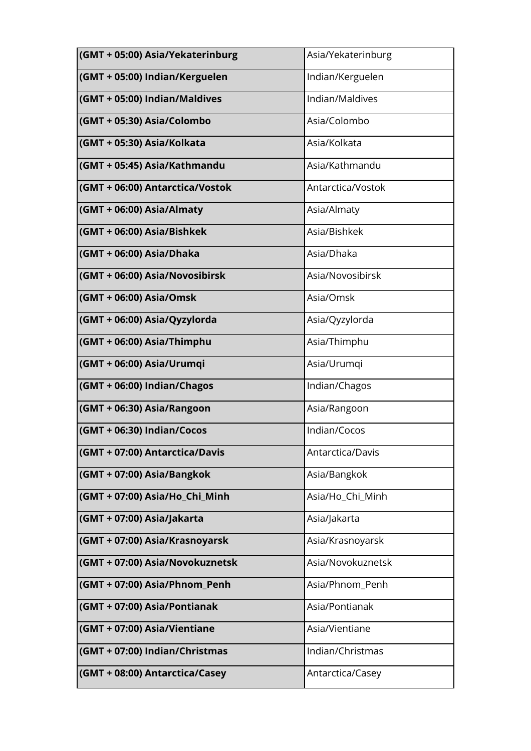| | |
|---|---|
| **(GMT + 05:00) Asia/Yekaterinburg** | Asia/Yekaterinburg |
| **(GMT + 05:00) Indian/Kerguelen** | Indian/Kerguelen |
| **(GMT + 05:00) Indian/Maldives** | Indian/Maldives |
| **(GMT + 05:30) Asia/Colombo** | Asia/Colombo |
| **(GMT + 05:30) Asia/Kolkata** | Asia/Kolkata |
| **(GMT + 05:45) Asia/Kathmandu** | Asia/Kathmandu |
| **(GMT + 06:00) Antarctica/Vostok** | Antarctica/Vostok |
| **(GMT + 06:00) Asia/Almaty** | Asia/Almaty |
| **(GMT + 06:00) Asia/Bishkek** | Asia/Bishkek |
| **(GMT + 06:00) Asia/Dhaka** | Asia/Dhaka |
| **(GMT + 06:00) Asia/Novosibirsk** | Asia/Novosibirsk |
| **(GMT + 06:00) Asia/Omsk** | Asia/Omsk |
| **(GMT + 06:00) Asia/Qyzylorda** | Asia/Qyzylorda |
| **(GMT + 06:00) Asia/Thimphu** | Asia/Thimphu |
| **(GMT + 06:00) Asia/Urumqi** | Asia/Urumqi |
| **(GMT + 06:00) Indian/Chagos** | Indian/Chagos |
| **(GMT + 06:30) Asia/Rangoon** | Asia/Rangoon |
| **(GMT + 06:30) Indian/Cocos** | Indian/Cocos |
| **(GMT + 07:00) Antarctica/Davis** | Antarctica/Davis |
| **(GMT + 07:00) Asia/Bangkok** | Asia/Bangkok |
| **(GMT + 07:00) Asia/Ho_Chi_Minh** | Asia/Ho_Chi_Minh |
| **(GMT + 07:00) Asia/Jakarta** | Asia/Jakarta |
| **(GMT + 07:00) Asia/Krasnoyarsk** | Asia/Krasnoyarsk |
| **(GMT + 07:00) Asia/Novokuznetsk** | Asia/Novokuznetsk |
| **(GMT + 07:00) Asia/Phnom_Penh** | Asia/Phnom_Penh |
| **(GMT + 07:00) Asia/Pontianak** | Asia/Pontianak |
| **(GMT + 07:00) Asia/Vientiane** | Asia/Vientiane |
| **(GMT + 07:00) Indian/Christmas** | Indian/Christmas |
| **(GMT + 08:00) Antarctica/Casey** | Antarctica/Casey |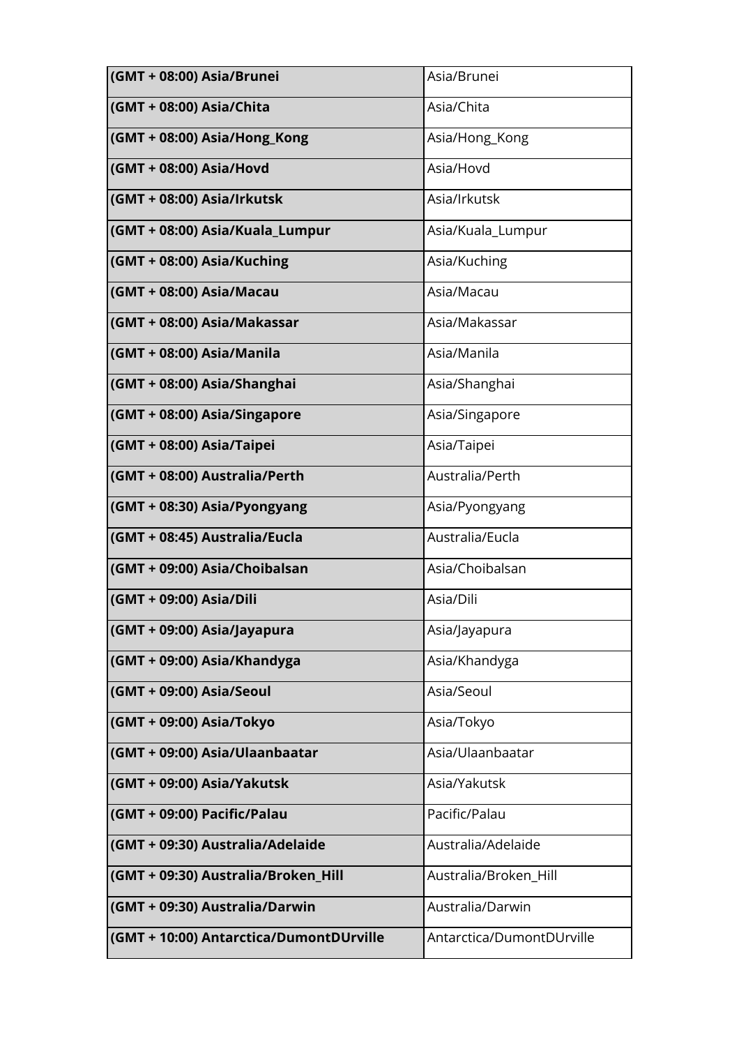| | |
|---|---|
| **(GMT + 08:00) Asia/Brunei** | Asia/Brunei |
| **(GMT + 08:00) Asia/Chita** | Asia/Chita |
| **(GMT + 08:00) Asia/Hong_Kong** | Asia/Hong_Kong |
| **(GMT + 08:00) Asia/Hovd** | Asia/Hovd |
| **(GMT + 08:00) Asia/Irkutsk** | Asia/Irkutsk |
| **(GMT + 08:00) Asia/Kuala_Lumpur** | Asia/Kuala_Lumpur |
| **(GMT + 08:00) Asia/Kuching** | Asia/Kuching |
| **(GMT + 08:00) Asia/Macau** | Asia/Macau |
| **(GMT + 08:00) Asia/Makassar** | Asia/Makassar |
| **(GMT + 08:00) Asia/Manila** | Asia/Manila |
| **(GMT + 08:00) Asia/Shanghai** | Asia/Shanghai |
| **(GMT + 08:00) Asia/Singapore** | Asia/Singapore |
| **(GMT + 08:00) Asia/Taipei** | Asia/Taipei |
| **(GMT + 08:00) Australia/Perth** | Australia/Perth |
| **(GMT + 08:30) Asia/Pyongyang** | Asia/Pyongyang |
| **(GMT + 08:45) Australia/Eucla** | Australia/Eucla |
| **(GMT + 09:00) Asia/Choibalsan** | Asia/Choibalsan |
| **(GMT + 09:00) Asia/Dili** | Asia/Dili |
| **(GMT + 09:00) Asia/Jayapura** | Asia/Jayapura |
| **(GMT + 09:00) Asia/Khandyga** | Asia/Khandyga |
| **(GMT + 09:00) Asia/Seoul** | Asia/Seoul |
| **(GMT + 09:00) Asia/Tokyo** | Asia/Tokyo |
| **(GMT + 09:00) Asia/Ulaanbaatar** | Asia/Ulaanbaatar |
| **(GMT + 09:00) Asia/Yakutsk** | Asia/Yakutsk |
| **(GMT + 09:00) Pacific/Palau** | Pacific/Palau |
| **(GMT + 09:30) Australia/Adelaide** | Australia/Adelaide |
| **(GMT + 09:30) Australia/Broken_Hill** | Australia/Broken_Hill |
| **(GMT + 09:30) Australia/Darwin** | Australia/Darwin |
| **(GMT + 10:00) Antarctica/DumontDUrville** | Antarctica/DumontDUrville |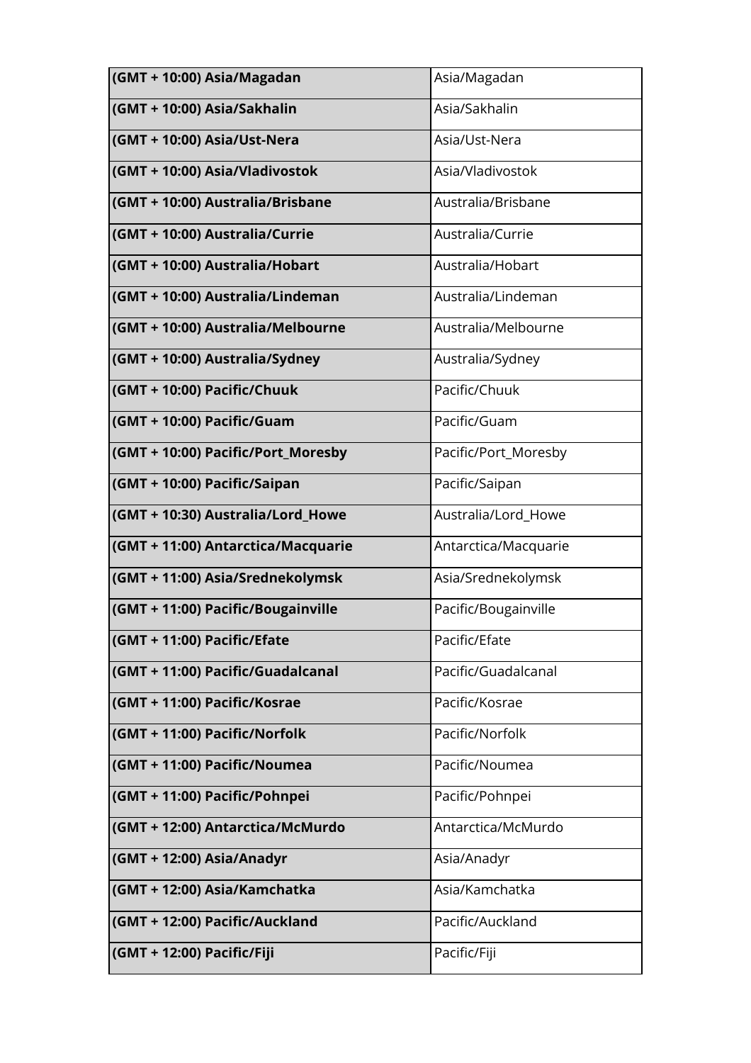| | |
|---|---|
| **(GMT + 10:00) Asia/Magadan** | Asia/Magadan |
| **(GMT + 10:00) Asia/Sakhalin** | Asia/Sakhalin |
| **(GMT + 10:00) Asia/Ust-Nera** | Asia/Ust-Nera |
| **(GMT + 10:00) Asia/Vladivostok** | Asia/Vladivostok |
| **(GMT + 10:00) Australia/Brisbane** | Australia/Brisbane |
| **(GMT + 10:00) Australia/Currie** | Australia/Currie |
| **(GMT + 10:00) Australia/Hobart** | Australia/Hobart |
| **(GMT + 10:00) Australia/Lindeman** | Australia/Lindeman |
| **(GMT + 10:00) Australia/Melbourne** | Australia/Melbourne |
| **(GMT + 10:00) Australia/Sydney** | Australia/Sydney |
| **(GMT + 10:00) Pacific/Chuuk** | Pacific/Chuuk |
| **(GMT + 10:00) Pacific/Guam** | Pacific/Guam |
| **(GMT + 10:00) Pacific/Port_Moresby** | Pacific/Port_Moresby |
| **(GMT + 10:00) Pacific/Saipan** | Pacific/Saipan |
| **(GMT + 10:30) Australia/Lord_Howe** | Australia/Lord_Howe |
| **(GMT + 11:00) Antarctica/Macquarie** | Antarctica/Macquarie |
| **(GMT + 11:00) Asia/Srednekolymsk** | Asia/Srednekolymsk |
| **(GMT + 11:00) Pacific/Bougainville** | Pacific/Bougainville |
| **(GMT + 11:00) Pacific/Efate** | Pacific/Efate |
| **(GMT + 11:00) Pacific/Guadalcanal** | Pacific/Guadalcanal |
| **(GMT + 11:00) Pacific/Kosrae** | Pacific/Kosrae |
| **(GMT + 11:00) Pacific/Norfolk** | Pacific/Norfolk |
| **(GMT + 11:00) Pacific/Noumea** | Pacific/Noumea |
| **(GMT + 11:00) Pacific/Pohnpei** | Pacific/Pohnpei |
| **(GMT + 12:00) Antarctica/McMurdo** | Antarctica/McMurdo |
| **(GMT + 12:00) Asia/Anadyr** | Asia/Anadyr |
| **(GMT + 12:00) Asia/Kamchatka** | Asia/Kamchatka |
| **(GMT + 12:00) Pacific/Auckland** | Pacific/Auckland |
| **(GMT + 12:00) Pacific/Fiji** | Pacific/Fiji |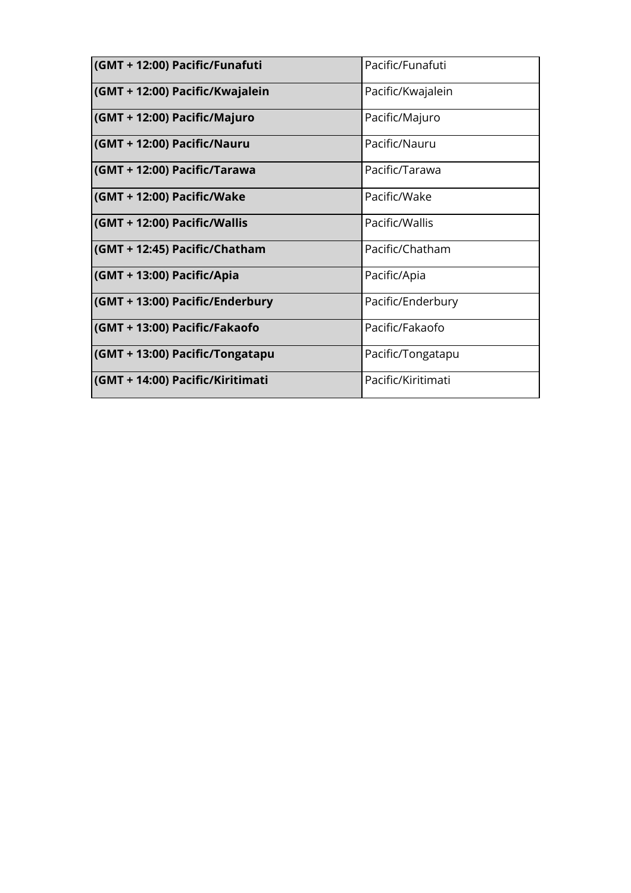| | |
|---|---|
| **(GMT + 12:00) Pacific/Funafuti** | Pacific/Funafuti |
| **(GMT + 12:00) Pacific/Kwajalein** | Pacific/Kwajalein |
| **(GMT + 12:00) Pacific/Majuro** | Pacific/Majuro |
| **(GMT + 12:00) Pacific/Nauru** | Pacific/Nauru |
| **(GMT + 12:00) Pacific/Tarawa** | Pacific/Tarawa |
| **(GMT + 12:00) Pacific/Wake** | Pacific/Wake |
| **(GMT + 12:00) Pacific/Wallis** | Pacific/Wallis |
| **(GMT + 12:45) Pacific/Chatham** | Pacific/Chatham |
| **(GMT + 13:00) Pacific/Apia** | Pacific/Apia |
| **(GMT + 13:00) Pacific/Enderbury** | Pacific/Enderbury |
| **(GMT + 13:00) Pacific/Fakaofo** | Pacific/Fakaofo |
| **(GMT + 13:00) Pacific/Tongatapu** | Pacific/Tongatapu |
| **(GMT + 14:00) Pacific/Kiritimati** | Pacific/Kiritimati |